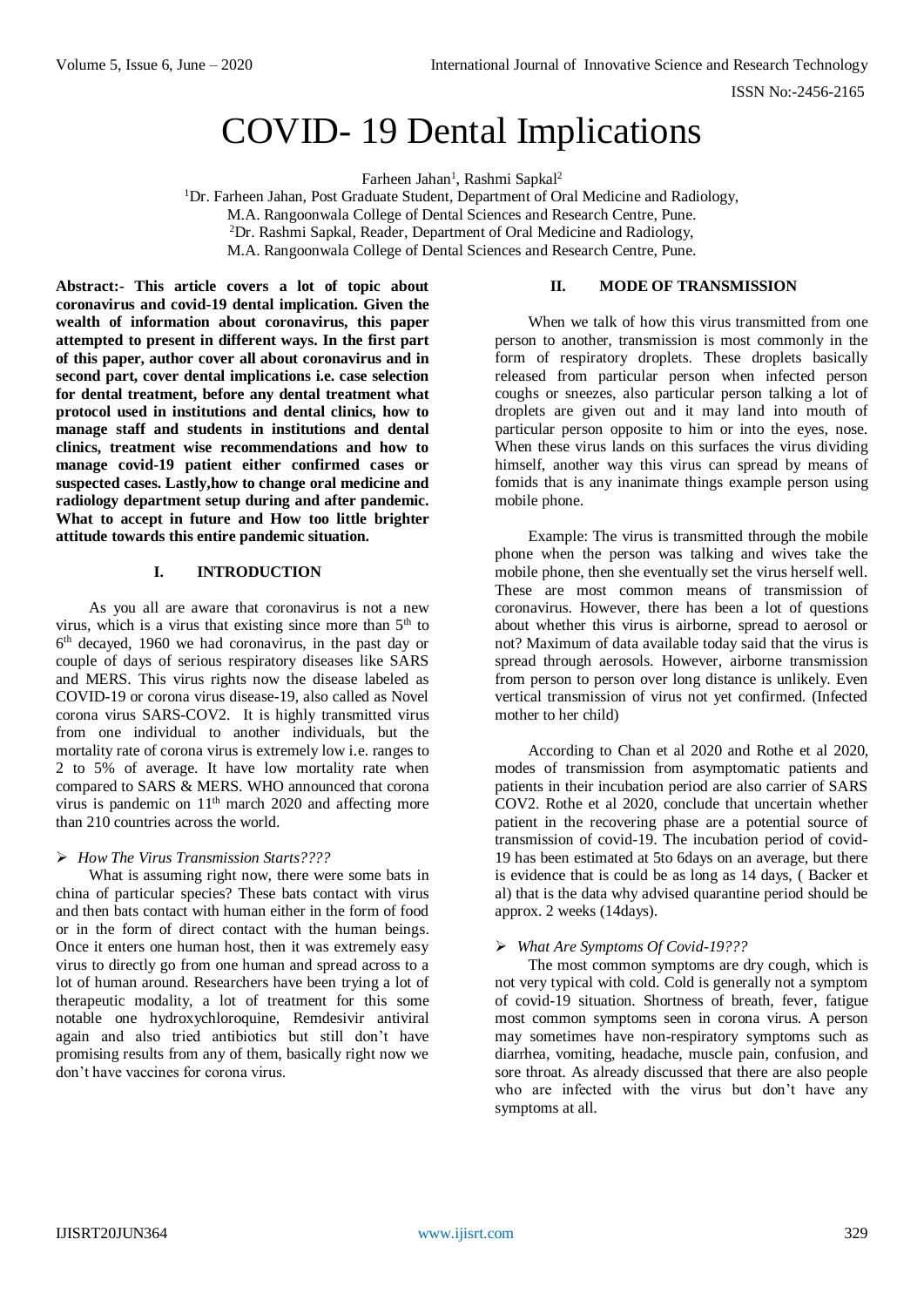# COVID- 19 Dental Implications

Farheen Jahan[1], Rashmi Sapkal[2]

[1]Dr. Farheen Jahan, Post Graduate Student, Department of Oral Medicine and Radiology,
M.A. Rangoonwala College of Dental Sciences and Research Centre, Pune.
[2]Dr. Rashmi Sapkal, Reader, Department of Oral Medicine and Radiology,
M.A. Rangoonwala College of Dental Sciences and Research Centre, Pune.

**Abstract:- This article covers a lot of topic about coronavirus and covid-19 dental implication. Given the wealth of information about coronavirus, this paper attempted to present in different ways. In the first part of this paper, author cover all about coronavirus and in second part, cover dental implications i.e. case selection for dental treatment, before any dental treatment what protocol used in institutions and dental clinics, how to manage staff and students in institutions and dental clinics, treatment wise recommendations and how to manage covid-19 patient either confirmed cases or suspected cases. Lastly,how to change oral medicine and radiology department setup during and after pandemic. What to accept in future and How too little brighter attitude towards this entire pandemic situation.**

## I. INTRODUCTION

As you all are aware that coronavirus is not a new virus, which is a virus that existing since more than 5th to 6th decayed, 1960 we had coronavirus, in the past day or couple of days of serious respiratory diseases like SARS and MERS. This virus rights now the disease labeled as COVID-19 or corona virus disease-19, also called as Novel corona virus SARS-COV2. It is highly transmitted virus from one individual to another individuals, but the mortality rate of corona virus is extremely low i.e. ranges to 2 to 5% of average. It have low mortality rate when compared to SARS & MERS. WHO announced that corona virus is pandemic on 11th march 2020 and affecting more than 210 countries across the world.

- *How The Virus Transmission Starts????*

What is assuming right now, there were some bats in china of particular species? These bats contact with virus and then bats contact with human either in the form of food or in the form of direct contact with the human beings. Once it enters one human host, then it was extremely easy virus to directly go from one human and spread across to a lot of human around. Researchers have been trying a lot of therapeutic modality, a lot of treatment for this some notable one hydroxychloroquine, Remdesivir antiviral again and also tried antibiotics but still don't have promising results from any of them, basically right now we don't have vaccines for corona virus.

## II. MODE OF TRANSMISSION

When we talk of how this virus transmitted from one person to another, transmission is most commonly in the form of respiratory droplets. These droplets basically released from particular person when infected person coughs or sneezes, also particular person talking a lot of droplets are given out and it may land into mouth of particular person opposite to him or into the eyes, nose. When these virus lands on this surfaces the virus dividing himself, another way this virus can spread by means of fomids that is any inanimate things example person using mobile phone.

Example: The virus is transmitted through the mobile phone when the person was talking and wives take the mobile phone, then she eventually set the virus herself well. These are most common means of transmission of coronavirus. However, there has been a lot of questions about whether this virus is airborne, spread to aerosol or not? Maximum of data available today said that the virus is spread through aerosols. However, airborne transmission from person to person over long distance is unlikely. Even vertical transmission of virus not yet confirmed. (Infected mother to her child)

According to Chan et al 2020 and Rothe et al 2020, modes of transmission from asymptomatic patients and patients in their incubation period are also carrier of SARS COV2. Rothe et al 2020, conclude that uncertain whether patient in the recovering phase are a potential source of transmission of covid-19. The incubation period of covid-19 has been estimated at 5to 6days on an average, but there is evidence that is could be as long as 14 days, ( Backer et al) that is the data why advised quarantine period should be approx. 2 weeks (14days).

- *What Are Symptoms Of Covid-19???*

The most common symptoms are dry cough, which is not very typical with cold. Cold is generally not a symptom of covid-19 situation. Shortness of breath, fever, fatigue most common symptoms seen in corona virus. A person may sometimes have non-respiratory symptoms such as diarrhea, vomiting, headache, muscle pain, confusion, and sore throat. As already discussed that there are also people who are infected with the virus but don't have any symptoms at all.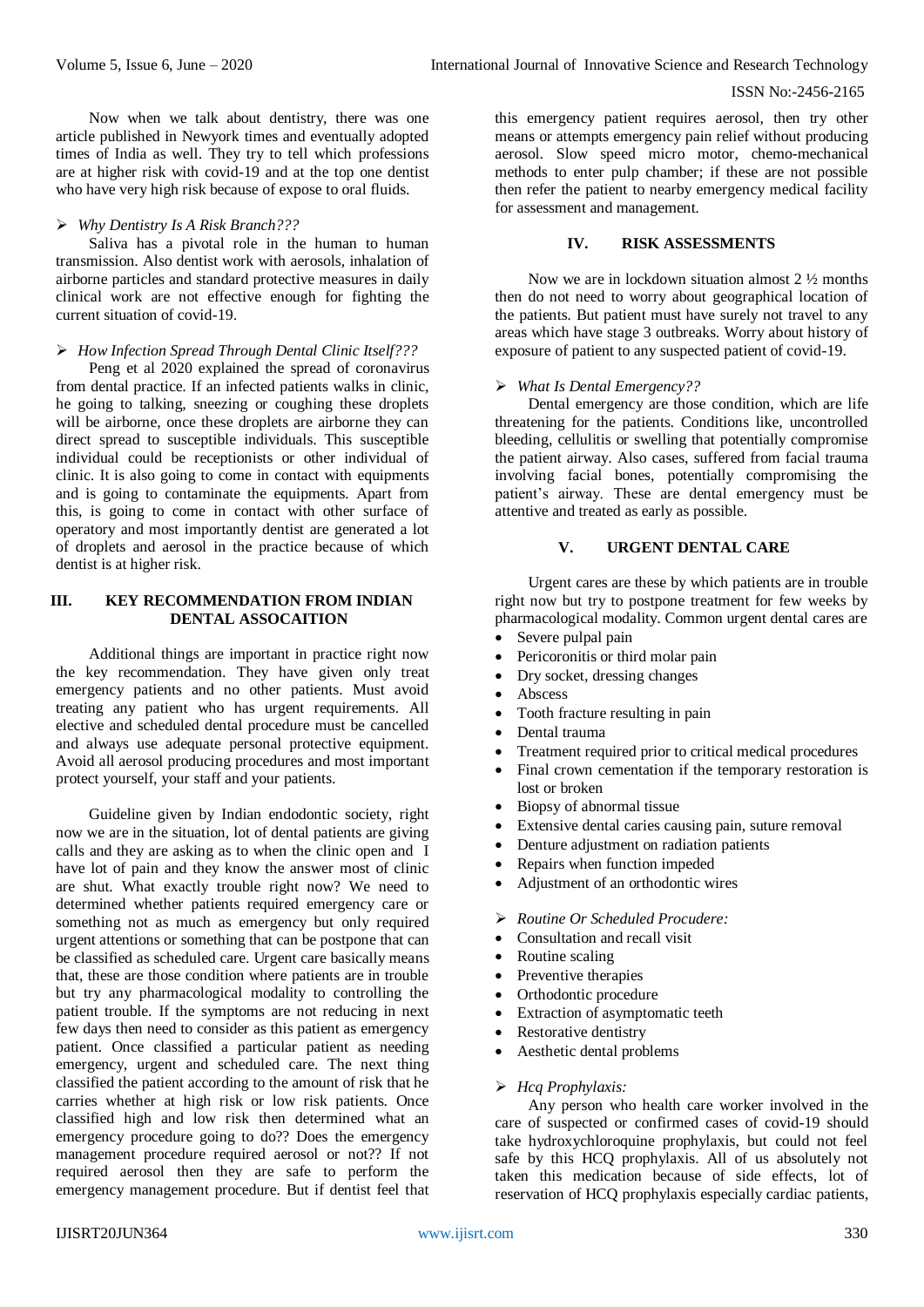Now when we talk about dentistry, there was one article published in Newyork times and eventually adopted times of India as well. They try to tell which professions are at higher risk with covid-19 and at the top one dentist who have very high risk because of expose to oral fluids.

➢ *Why Dentistry Is A Risk Branch???*

Saliva has a pivotal role in the human to human transmission. Also dentist work with aerosols, inhalation of airborne particles and standard protective measures in daily clinical work are not effective enough for fighting the current situation of covid-19.

➢ *How Infection Spread Through Dental Clinic Itself???*

Peng et al 2020 explained the spread of coronavirus from dental practice. If an infected patients walks in clinic, he going to talking, sneezing or coughing these droplets will be airborne, once these droplets are airborne they can direct spread to susceptible individuals. This susceptible individual could be receptionists or other individual of clinic. It is also going to come in contact with equipments and is going to contaminate the equipments. Apart from this, is going to come in contact with other surface of operatory and most importantly dentist are generated a lot of droplets and aerosol in the practice because of which dentist is at higher risk.

## III. KEY RECOMMENDATION FROM INDIAN DENTAL ASSOCAITION

Additional things are important in practice right now the key recommendation. They have given only treat emergency patients and no other patients. Must avoid treating any patient who has urgent requirements. All elective and scheduled dental procedure must be cancelled and always use adequate personal protective equipment. Avoid all aerosol producing procedures and most important protect yourself, your staff and your patients.

Guideline given by Indian endodontic society, right now we are in the situation, lot of dental patients are giving calls and they are asking as to when the clinic open and I have lot of pain and they know the answer most of clinic are shut. What exactly trouble right now? We need to determined whether patients required emergency care or something not as much as emergency but only required urgent attentions or something that can be postpone that can be classified as scheduled care. Urgent care basically means that, these are those condition where patients are in trouble but try any pharmacological modality to controlling the patient trouble. If the symptoms are not reducing in next few days then need to consider as this patient as emergency patient. Once classified a particular patient as needing emergency, urgent and scheduled care. The next thing classified the patient according to the amount of risk that he carries whether at high risk or low risk patients. Once classified high and low risk then determined what an emergency procedure going to do?? Does the emergency management procedure required aerosol or not?? If not required aerosol then they are safe to perform the emergency management procedure. But if dentist feel that this emergency patient requires aerosol, then try other means or attempts emergency pain relief without producing aerosol. Slow speed micro motor, chemo-mechanical methods to enter pulp chamber; if these are not possible then refer the patient to nearby emergency medical facility for assessment and management.

## IV. RISK ASSESSMENTS

Now we are in lockdown situation almost 2 ½ months then do not need to worry about geographical location of the patients. But patient must have surely not travel to any areas which have stage 3 outbreaks. Worry about history of exposure of patient to any suspected patient of covid-19.

➢ *What Is Dental Emergency??*

Dental emergency are those condition, which are life threatening for the patients. Conditions like, uncontrolled bleeding, cellulitis or swelling that potentially compromise the patient airway. Also cases, suffered from facial trauma involving facial bones, potentially compromising the patient's airway. These are dental emergency must be attentive and treated as early as possible.

## V. URGENT DENTAL CARE

Urgent cares are these by which patients are in trouble right now but try to postpone treatment for few weeks by pharmacological modality. Common urgent dental cares are

- Severe pulpal pain
- Pericoronitis or third molar pain
- Dry socket, dressing changes
- Abscess
- Tooth fracture resulting in pain
- Dental trauma
- Treatment required prior to critical medical procedures
- Final crown cementation if the temporary restoration is lost or broken
- Biopsy of abnormal tissue
- Extensive dental caries causing pain, suture removal
- Denture adjustment on radiation patients
- Repairs when function impeded
- Adjustment of an orthodontic wires

➢ *Routine Or Scheduled Procudere:*

- Consultation and recall visit
- Routine scaling
- Preventive therapies
- Orthodontic procedure
- Extraction of asymptomatic teeth
- Restorative dentistry
- Aesthetic dental problems

➢ *Hcq Prophylaxis:*

Any person who health care worker involved in the care of suspected or confirmed cases of covid-19 should take hydroxychloroquine prophylaxis, but could not feel safe by this HCQ prophylaxis. All of us absolutely not taken this medication because of side effects, lot of reservation of HCQ prophylaxis especially cardiac patients,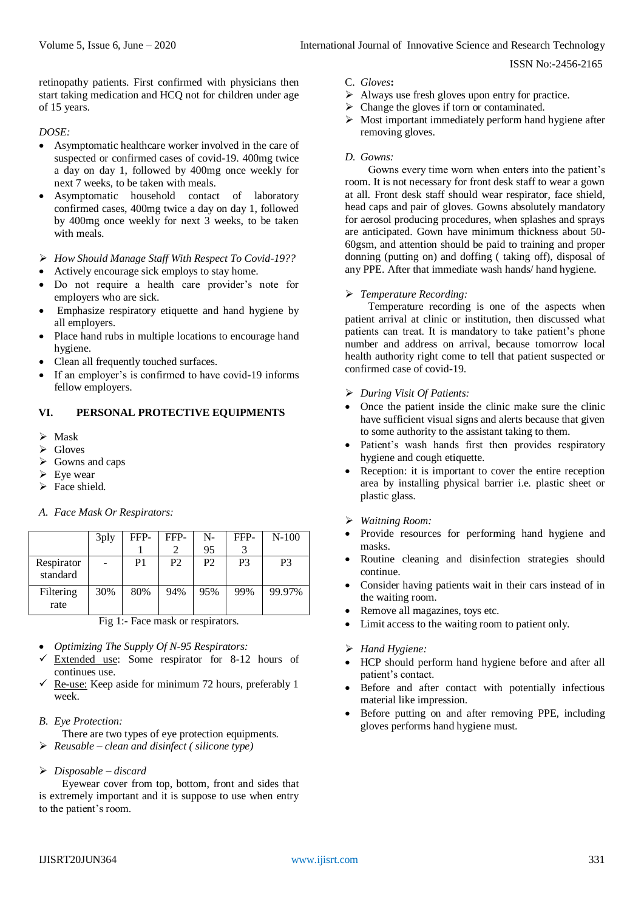retinopathy patients. First confirmed with physicians then start taking medication and HCQ not for children under age of 15 years.

*DOSE:*

- Asymptomatic healthcare worker involved in the care of suspected or confirmed cases of covid-19. 400mg twice a day on day 1, followed by 400mg once weekly for next 7 weeks, to be taken with meals.
- Asymptomatic household contact of laboratory confirmed cases, 400mg twice a day on day 1, followed by 400mg once weekly for next 3 weeks, to be taken with meals.

➢ *How Should Manage Staff With Respect To Covid-19??*

- Actively encourage sick employs to stay home.
- Do not require a health care provider's note for employers who are sick.
- Emphasize respiratory etiquette and hand hygiene by all employers.
- Place hand rubs in multiple locations to encourage hand hygiene.
- Clean all frequently touched surfaces.
- If an employer's is confirmed to have covid-19 informs fellow employers.

## VI. PERSONAL PROTECTIVE EQUIPMENTS

➢ Mask
➢ Gloves
➢ Gowns and caps
➢ Eye wear
➢ Face shield.

### *A. Face Mask Or Respirators:*

| | 3ply | FFP-1 | FFP-2 | N-95 | FFP-3 | N-100 |
|---|---|---|---|---|---|---|
| Respirator standard | - | P1 | P2 | P2 | P3 | P3 |
| Filtering rate | 30% | 80% | 94% | 95% | 99% | 99.97% |

Fig 1:- Face mask or respirators.

- *Optimizing The Supply Of N-95 Respirators:*

✓ Extended use: Some respirator for 8-12 hours of continues use.
✓ Re-use: Keep aside for minimum 72 hours, preferably 1 week.

### *B. Eye Protection:*

There are two types of eye protection equipments.

➢ *Reusable – clean and disinfect ( silicone type)*

➢ *Disposable – discard*

Eyewear cover from top, bottom, front and sides that is extremely important and it is suppose to use when entry to the patient's room.

### C. *Gloves***:**

➢ Always use fresh gloves upon entry for practice.
➢ Change the gloves if torn or contaminated.
➢ Most important immediately perform hand hygiene after removing gloves.

### *D. Gowns:*

Gowns every time worn when enters into the patient's room. It is not necessary for front desk staff to wear a gown at all. Front desk staff should wear respirator, face shield, head caps and pair of gloves. Gowns absolutely mandatory for aerosol producing procedures, when splashes and sprays are anticipated. Gown have minimum thickness about 50-60gsm, and attention should be paid to training and proper donning (putting on) and doffing ( taking off), disposal of any PPE. After that immediate wash hands/ hand hygiene.

➢ *Temperature Recording:*

Temperature recording is one of the aspects when patient arrival at clinic or institution, then discussed what patients can treat. It is mandatory to take patient's phone number and address on arrival, because tomorrow local health authority right come to tell that patient suspected or confirmed case of covid-19.

➢ *During Visit Of Patients:*

- Once the patient inside the clinic make sure the clinic have sufficient visual signs and alerts because that given to some authority to the assistant taking to them.
- Patient's wash hands first then provides respiratory hygiene and cough etiquette.
- Reception: it is important to cover the entire reception area by installing physical barrier i.e. plastic sheet or plastic glass.

➢ *Waitning Room:*

- Provide resources for performing hand hygiene and masks.
- Routine cleaning and disinfection strategies should continue.
- Consider having patients wait in their cars instead of in the waiting room.
- Remove all magazines, toys etc.
- Limit access to the waiting room to patient only.

➢ *Hand Hygiene:*

- HCP should perform hand hygiene before and after all patient's contact.
- Before and after contact with potentially infectious material like impression.
- Before putting on and after removing PPE, including gloves performs hand hygiene must.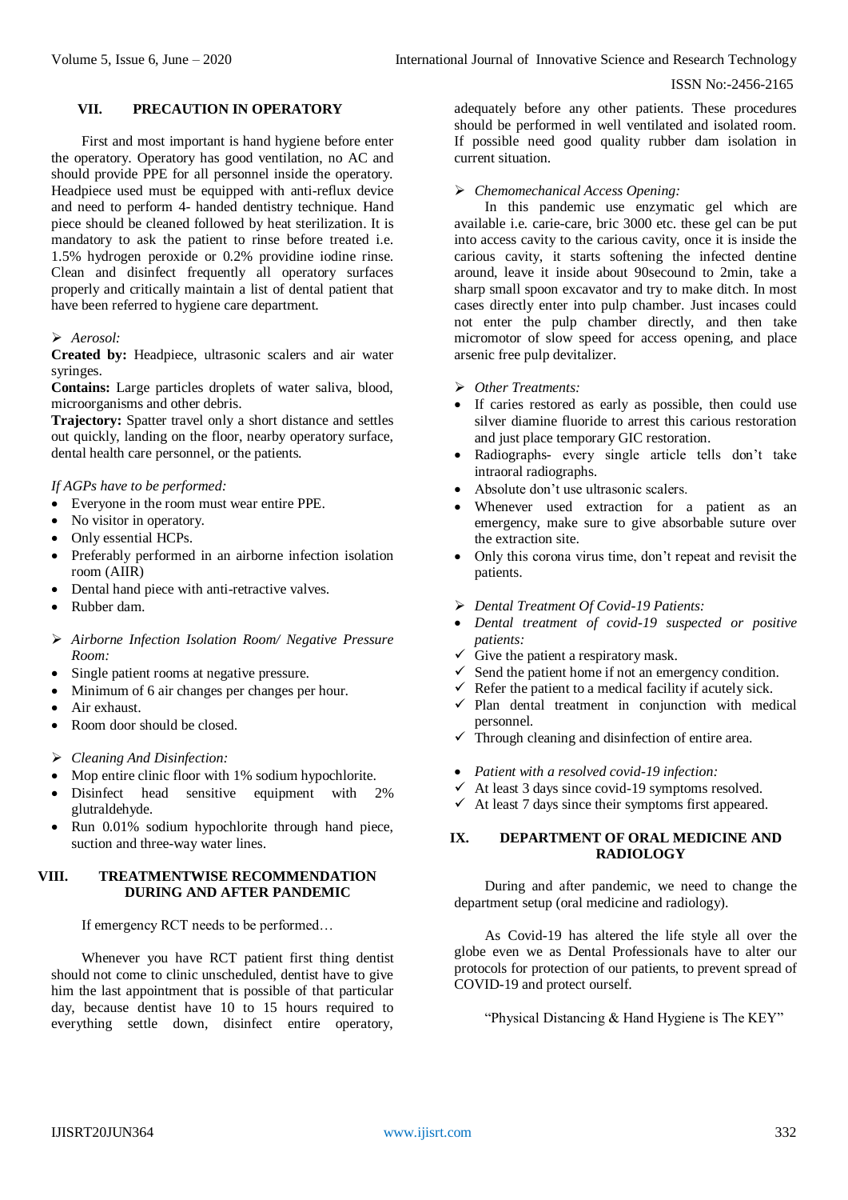## VII. PRECAUTION IN OPERATORY

First and most important is hand hygiene before enter the operatory. Operatory has good ventilation, no AC and should provide PPE for all personnel inside the operatory. Headpiece used must be equipped with anti-reflux device and need to perform 4- handed dentistry technique. Hand piece should be cleaned followed by heat sterilization. It is mandatory to ask the patient to rinse before treated i.e. 1.5% hydrogen peroxide or 0.2% providine iodine rinse. Clean and disinfect frequently all operatory surfaces properly and critically maintain a list of dental patient that have been referred to hygiene care department.

➢ *Aerosol:*

**Created by:** Headpiece, ultrasonic scalers and air water syringes.

**Contains:** Large particles droplets of water saliva, blood, microorganisms and other debris.

**Trajectory:** Spatter travel only a short distance and settles out quickly, landing on the floor, nearby operatory surface, dental health care personnel, or the patients.

*If AGPs have to be performed:*

- Everyone in the room must wear entire PPE.
- No visitor in operatory.
- Only essential HCPs.
- Preferably performed in an airborne infection isolation room (AIIR)
- Dental hand piece with anti-retractive valves.
- Rubber dam.

➢ *Airborne Infection Isolation Room/ Negative Pressure Room:*

- Single patient rooms at negative pressure.
- Minimum of 6 air changes per changes per hour.
- Air exhaust.
- Room door should be closed.

➢ *Cleaning And Disinfection:*

- Mop entire clinic floor with 1% sodium hypochlorite.
- Disinfect head sensitive equipment with 2% glutraldehyde.
- Run 0.01% sodium hypochlorite through hand piece, suction and three-way water lines.

## VIII. TREATMENTWISE RECOMMENDATION DURING AND AFTER PANDEMIC

If emergency RCT needs to be performed…

Whenever you have RCT patient first thing dentist should not come to clinic unscheduled, dentist have to give him the last appointment that is possible of that particular day, because dentist have 10 to 15 hours required to everything settle down, disinfect entire operatory, adequately before any other patients. These procedures should be performed in well ventilated and isolated room. If possible need good quality rubber dam isolation in current situation.

➢ *Chemomechanical Access Opening:*

In this pandemic use enzymatic gel which are available i.e. carie-care, bric 3000 etc. these gel can be put into access cavity to the carious cavity, once it is inside the carious cavity, it starts softening the infected dentine around, leave it inside about 90secound to 2min, take a sharp small spoon excavator and try to make ditch. In most cases directly enter into pulp chamber. Just incases could not enter the pulp chamber directly, and then take micromotor of slow speed for access opening, and place arsenic free pulp devitalizer.

➢ *Other Treatments:*

- If caries restored as early as possible, then could use silver diamine fluoride to arrest this carious restoration and just place temporary GIC restoration.
- Radiographs- every single article tells don't take intraoral radiographs.
- Absolute don't use ultrasonic scalers.
- Whenever used extraction for a patient as an emergency, make sure to give absorbable suture over the extraction site.
- Only this corona virus time, don't repeat and revisit the patients.

➢ *Dental Treatment Of Covid-19 Patients:*

- *Dental treatment of covid-19 suspected or positive patients:*
  - ✓ Give the patient a respiratory mask.
  - ✓ Send the patient home if not an emergency condition.
  - ✓ Refer the patient to a medical facility if acutely sick.
  - ✓ Plan dental treatment in conjunction with medical personnel.
  - ✓ Through cleaning and disinfection of entire area.

- *Patient with a resolved covid-19 infection:*
  - ✓ At least 3 days since covid-19 symptoms resolved.
  - ✓ At least 7 days since their symptoms first appeared.

## IX. DEPARTMENT OF ORAL MEDICINE AND RADIOLOGY

During and after pandemic, we need to change the department setup (oral medicine and radiology).

As Covid-19 has altered the life style all over the globe even we as Dental Professionals have to alter our protocols for protection of our patients, to prevent spread of COVID-19 and protect ourself.

"Physical Distancing & Hand Hygiene is The KEY"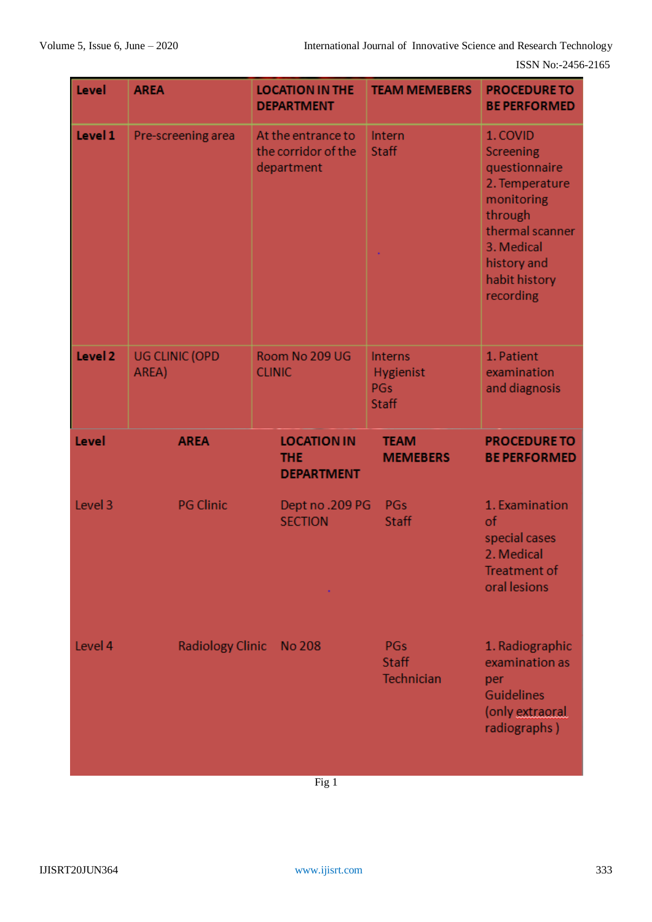| Level | AREA | LOCATION IN THE DEPARTMENT | TEAM MEMEBERS | PROCEDURE TO BE PERFORMED |
|---|---|---|---|---|
| Level 1 | Pre-screening area | At the entrance to the corridor of the department | Intern<br>Staff | 1. COVID Screening questionnaire<br>2. Temperature monitoring through thermal scanner<br>3. Medical history and habit history recording |
| Level 2 | UG CLINIC (OPD AREA) | Room No 209 UG CLINIC | Interns<br>Hygienist<br>PGs<br>Staff | 1. Patient examination and diagnosis |
| Level 3 | PG Clinic | Dept no .209 PG SECTION | PGs<br>Staff | 1. Examination of special cases<br>2. Medical Treatment of oral lesions |
| Level 4 | Radiology Clinic | No 208 | PGs<br>Staff<br>Technician | 1. Radiographic examination as per Guidelines (only extraoral radiographs ) |

Fig 1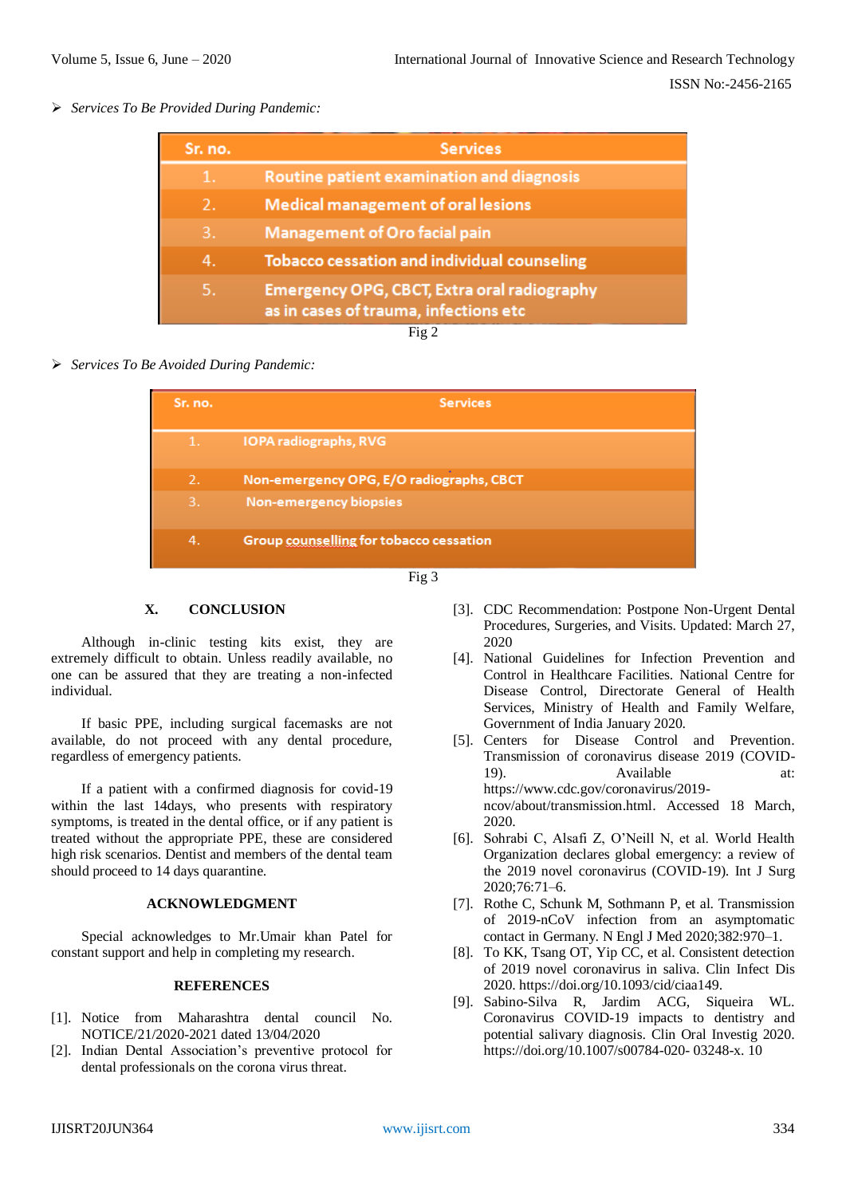➢ *Services To Be Provided During Pandemic:*

| Sr. no. | Services |
| --- | --- |
| 1. | Routine patient examination and diagnosis |
| 2. | Medical management of oral lesions |
| 3. | Management of Oro facial pain |
| 4. | Tobacco cessation and individual counseling |
| 5. | Emergency OPG, CBCT, Extra oral radiography as in cases of trauma, infections etc |

Fig 2

➢ *Services To Be Avoided During Pandemic:*

| Sr. no. | Services |
| --- | --- |
| 1. | IOPA radiographs, RVG |
| 2. | Non-emergency OPG, E/O radiographs, CBCT |
| 3. | Non-emergency biopsies |
| 4. | Group counselling for tobacco cessation |

Fig 3

## X. CONCLUSION

Although in-clinic testing kits exist, they are extremely difficult to obtain. Unless readily available, no one can be assured that they are treating a non-infected individual.

If basic PPE, including surgical facemasks are not available, do not proceed with any dental procedure, regardless of emergency patients.

If a patient with a confirmed diagnosis for covid-19 within the last 14days, who presents with respiratory symptoms, is treated in the dental office, or if any patient is treated without the appropriate PPE, these are considered high risk scenarios. Dentist and members of the dental team should proceed to 14 days quarantine.

## ACKNOWLEDGMENT

Special acknowledges to Mr.Umair khan Patel for constant support and help in completing my research.

## REFERENCES

[1]. Notice from Maharashtra dental council No. NOTICE/21/2020-2021 dated 13/04/2020
[2]. Indian Dental Association's preventive protocol for dental professionals on the corona virus threat.
[3]. CDC Recommendation: Postpone Non-Urgent Dental Procedures, Surgeries, and Visits. Updated: March 27, 2020
[4]. National Guidelines for Infection Prevention and Control in Healthcare Facilities. National Centre for Disease Control, Directorate General of Health Services, Ministry of Health and Family Welfare, Government of India January 2020.
[5]. Centers for Disease Control and Prevention. Transmission of coronavirus disease 2019 (COVID-19). Available at: https://www.cdc.gov/coronavirus/2019-ncov/about/transmission.html. Accessed 18 March, 2020.
[6]. Sohrabi C, Alsafi Z, O'Neill N, et al. World Health Organization declares global emergency: a review of the 2019 novel coronavirus (COVID-19). Int J Surg 2020;76:71–6.
[7]. Rothe C, Schunk M, Sothmann P, et al. Transmission of 2019-nCoV infection from an asymptomatic contact in Germany. N Engl J Med 2020;382:970–1.
[8]. To KK, Tsang OT, Yip CC, et al. Consistent detection of 2019 novel coronavirus in saliva. Clin Infect Dis 2020. https://doi.org/10.1093/cid/ciaa149.
[9]. Sabino-Silva R, Jardim ACG, Siqueira WL. Coronavirus COVID-19 impacts to dentistry and potential salivary diagnosis. Clin Oral Investig 2020. https://doi.org/10.1007/s00784-020- 03248-x. 10